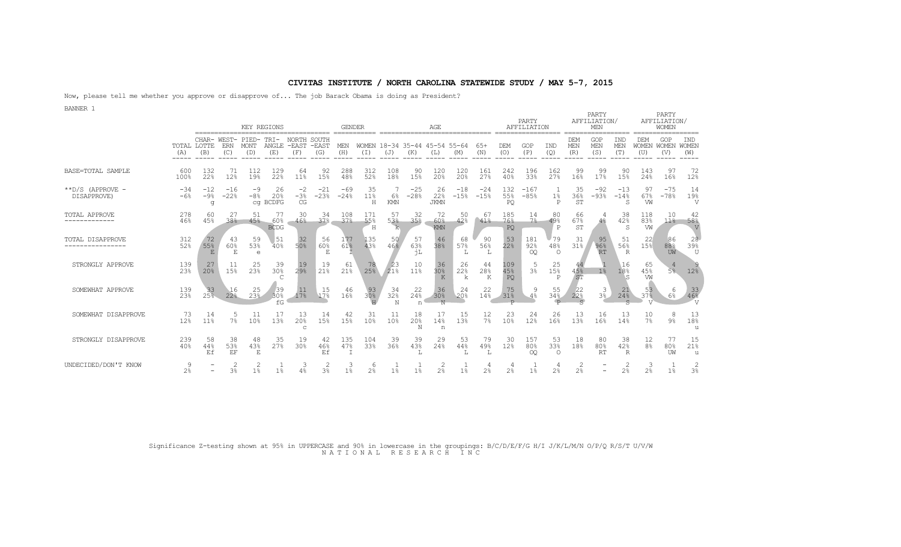# CIVITAS INSTITUTE / NORTH CAROLINA STATEWIDE STUDY / MAY 5-7, 2015

Now, please tell me whether you approve or disapprove of... The job Barack Obama is doing as President?

BANNER 1

| | | KEY REGIONS | | | | | | GENDER | | AGE | | | | | PARTY AFFILIATION | | | PARTY AFFILIATION/ MEN | | | PARTY AFFILIATION/ WOMEN | | |
|---|---|---|---|---|---|---|---|---|---|---|---|---|---|---|---|---|---|---|---|---|---|---|---|
| | TOTAL (A) | CHAR-LOTTE (B) | WEST-ERN (C) | PIED-MONT (D) | TRI-ANGLE (E) | NORTH -EAST (F) | SOUTH -EAST (G) | MEN (H) | WOMEN (I) | 18-34 (J) | 35-44 (K) | 45-54 (L) | 55-64 (M) | 65+ (N) | DEM (O) | GOP (P) | IND (Q) | DEM MEN (R) | GOP MEN (S) | IND MEN (T) | DEM WOMEN (U) | GOP WOMEN (V) | IND WOMEN (W) |
| BASE=TOTAL SAMPLE | 600 100% | 132 22% | 71 12% | 112 19% | 129 22% | 64 11% | 92 15% | 288 48% | 312 52% | 108 18% | 90 15% | 120 20% | 120 20% | 161 27% | 242 40% | 196 33% | 162 27% | 99 16% | 99 17% | 90 15% | 143 24% | 97 16% | 72 12% |
| **D/S (APPROVE - DISAPPROVE) | -34 -6% | -12 -9% g | -16 -22% | -9 -8% cg | 26 20% BCDFG | -2 -3% CG | -21 -23% | -69 -24% | 35 11% H | 7 6% KMN | -25 -28% | 26 22% JKMN | -18 -15% | -24 -15% | 132 55% PQ | -167 -85% | 1 1% P | 35 36% ST | -92 -93% | -13 -14% S | 97 67% VW | -75 -78% | 14 19% V |
| TOTAL APPROVE | 278 46% | 60 45% | 27 38% | 51 45% | 77 60% BCDG | 30 46% | 34 37% | 108 37% | 171 55% H | 57 53% k | 32 35% | 72 60% KMN | 50 42% | 67 41% | 185 76% PQ | 14 7% | 80 49% P | 66 67% ST | 4 4% | 38 42% S | 118 83% VW | 10 11% | 42 58% V |
| TOTAL DISAPPROVE | 312 52% | 72 55% E | 43 60% E | 59 53% e | 51 40% | 32 50% | 56 60% E | 177 61% I | 135 43% | 50 46% | 57 63% jL | 46 38% | 68 57% L | 90 56% L | 53 22% | 181 92% OQ | 79 48% O | 31 31% | 95 96% RT | 51 56% R | 22 15% | 86 88% UW | 28 39% U |
| STRONGLY APPROVE | 139 23% | 27 20% | 11 15% | 25 23% | 39 30% C | 19 29% | 19 21% | 61 21% | 78 25% | 23 21% | 10 11% | 36 30% K | 26 22% k | 44 28% K | 109 45% PQ | 5 3% | 25 15% P | 44 45% ST | 1 1% | 16 18% S | 65 45% VW | 4 5% | 9 12% |
| SOMEWHAT APPROVE | 139 23% | 33 25% | 16 22% | 25 23% | 39 30% fG | 11 17% | 15 17% | 46 16% | 93 30% H | 34 32% N | 22 24% n | 36 30% N | 24 20% | 22 14% | 75 31% P | 9 4% | 55 34% P | 22 22% S | 3 3% | 21 24% S | 53 37% V | 6 6% | 33 46% V |
| SOMEWHAT DISAPPROVE | 73 12% | 14 11% | 5 7% | 11 10% | 17 13% | 13 20% c | 14 15% | 42 15% | 31 10% | 11 10% | 18 20% N | 17 14% n | 15 13% | 12 7% | 23 10% | 24 12% | 26 16% | 13 13% | 16 16% | 13 14% | 10 7% | 8 9% | 13 18% u |
| STRONGLY DISAPPROVE | 239 40% | 58 44% Ef | 38 53% EF | 48 43% E | 35 27% | 19 30% | 42 46% Ef | 135 47% I | 104 33% | 39 36% | 39 43% L | 29 24% | 53 44% L | 79 49% L | 30 12% | 157 80% OQ | 53 33% O | 18 18% | 80 80% RT | 38 42% R | 12 8% | 77 80% UW | 15 21% u |
| UNDECIDED/DON'T KNOW | 9 2% | - - | 2 3% | 2 1% | 1 1% | 3 4% | 2 3% | 3 1% | 6 2% | 1 1% | 1 1% | 2 2% | 1 1% | 4 2% | 4 2% | 1 1% | 4 2% | 2 2% | - - | 2 2% | 3 2% | 1 1% | 2 3% |

Significance Z-testing shown at 95% in UPPERCASE and 90% in lowercase in the groupings: B/C/D/E/F/G H/I J/K/L/M/N O/P/Q R/S/T U/V/W

N A T I O N A L   R E S E A R C H   I N C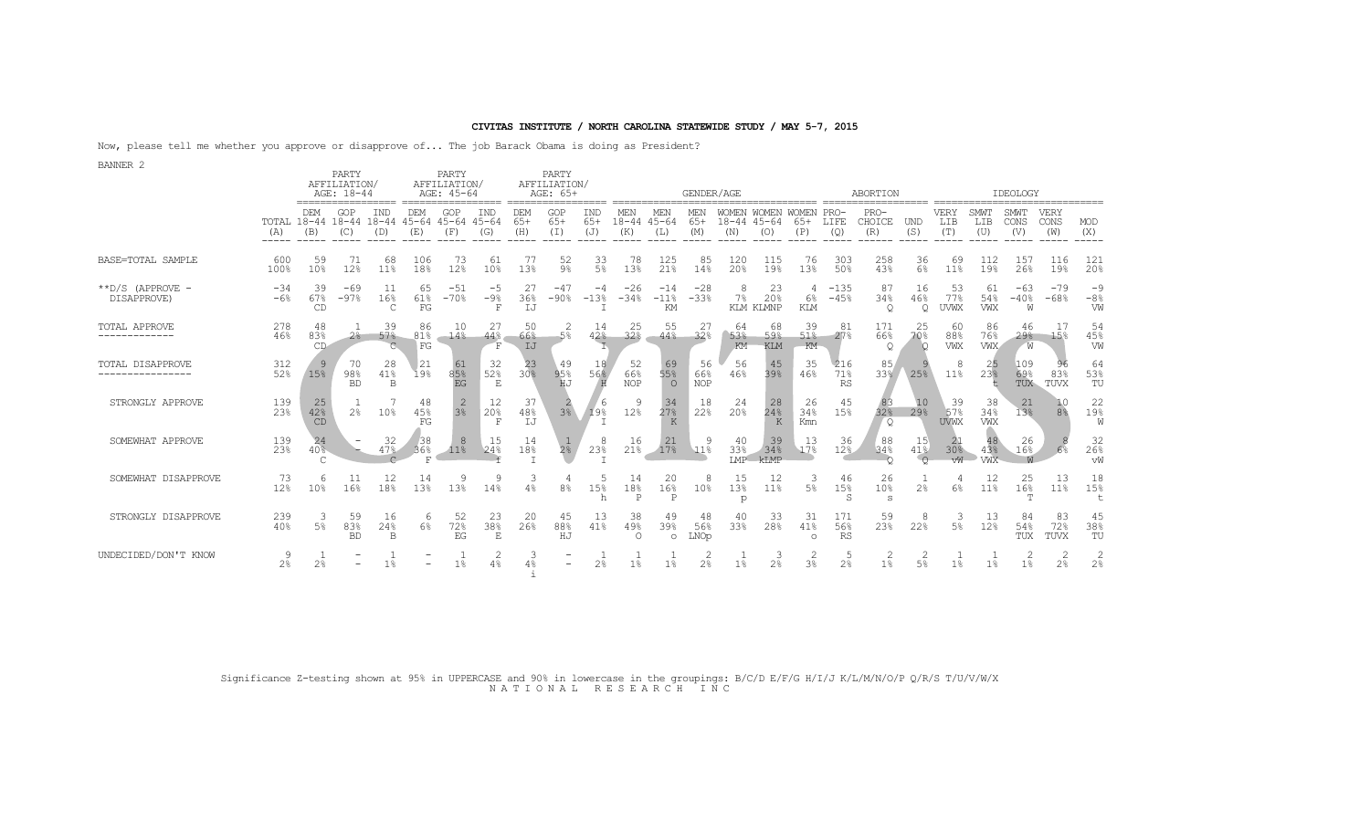# CIVITAS INSTITUTE / NORTH CAROLINA STATEWIDE STUDY / MAY 5-7, 2015

Now, please tell me whether you approve or disapprove of... The job Barack Obama is doing as President?

BANNER 2

| | | PARTY AFFILIATION/ AGE: 18-44 | | | PARTY AFFILIATION/ AGE: 45-64 | | | PARTY AFFILIATION/ AGE: 65+ | | | GENDER/AGE | | | | | | ABORTION | | | IDEOLOGY | | | | |
|---|---|---|---|---|---|---|---|---|---|---|---|---|---|---|---|---|---|---|---|---|---|---|---|---|
| | TOTAL (A) | DEM 18-44 (B) | GOP 18-44 (C) | IND 18-44 (D) | DEM 45-64 (E) | GOP 45-64 (F) | IND 45-64 (G) | DEM 65+ (H) | GOP 65+ (I) | IND 65+ (J) | MEN 18-44 (K) | MEN 45-64 (L) | MEN 65+ (M) | WOMEN 18-44 (N) | WOMEN 45-64 (O) | WOMEN 65+ (P) | PRO-LIFE (Q) | PRO-CHOICE (R) | UND (S) | VERY LIB (T) | SMWT LIB (U) | SMWT CONS (V) | VERY CONS (W) | MOD (X) |
| BASE=TOTAL SAMPLE | 600 100% | 59 10% | 71 12% | 68 11% | 106 18% | 73 12% | 61 10% | 77 13% | 52 9% | 33 5% | 78 13% | 125 21% | 85 14% | 120 20% | 115 19% | 76 13% | 303 50% | 258 43% | 36 6% | 69 11% | 112 19% | 157 26% | 116 19% | 121 20% |
| **D/S (APPROVE - DISAPPROVE) | -34 -6% | 39 67% CD | -69 -97% | 11 16% C | 65 61% FG | -51 -70% | -5 -9% F | 27 36% IJ | -47 -90% | -4 -13% I | -26 -34% | -14 -11% KM | -28 -33% | 8 7% | 23 20% KLM KLMNP | 4 6% KLM | -135 -45% | 87 34% Q | 16 46% Q | 53 77% UVWX | 61 54% VWX | -63 -40% W | -79 -68% | -9 -8% VW |
| TOTAL APPROVE | 278 46% | 48 83% CD | 1 2% | 39 57% C | 86 81% FG | 10 14% | 27 44% F | 50 66% IJ | 2 5% | 14 42% I | 25 32% | 55 44% | 27 32% | 64 53% KM | 68 59% KLM | 39 51% KM | 81 27% | 171 66% Q | 25 70% Q | 60 88% VWX | 86 76% VWX | 46 29% W | 17 15% | 54 45% VW |
| TOTAL DISAPPROVE | 312 52% | 9 15% | 70 98% BD | 28 41% B | 21 19% | 61 85% EG | 32 52% E | 23 30% | 49 95% HJ | 18 56% H | 52 66% NOP | 69 55% O | 56 66% NOP | 56 46% | 45 39% | 35 46% | 216 71% RS | 85 33% | 9 25% | 8 11% | 25 23% t | 109 69% TUX | 96 83% TUVX | 64 53% TU |
| STRONGLY APPROVE | 139 23% | 25 42% CD | 1 2% | 7 10% | 48 45% FG | 2 3% | 12 20% F | 37 48% IJ | 2 3% | 6 19% I | 9 12% | 34 27% K | 18 22% | 24 20% | 28 24% K | 26 34% Kmn | 45 15% | 83 32% Q | 10 29% | 39 57% UVWX | 38 34% VWX | 21 13% | 10 8% | 22 19% W |
| SOMEWHAT APPROVE | 139 23% | 24 40% C | - - | 32 47% C | 38 36% F | 8 11% | 15 24% f | 14 18% I | 1 2% | 8 23% I | 16 21% | 21 17% | 9 11% | 40 33% LMP | 39 34% kLMP | 13 17% | 36 12% | 88 34% Q | 15 41% Q | 21 30% vW | 48 43% VWX | 26 16% W | 8 6% | 32 26% vW |
| SOMEWHAT DISAPPROVE | 73 12% | 6 10% | 11 16% | 12 18% | 14 13% | 9 13% | 9 14% | 3 4% | 4 8% | 5 15% h | 14 18% P | 20 16% P | 8 10% | 15 13% p | 12 11% | 3 5% | 46 15% S | 26 10% s | 1 2% | 4 6% | 12 11% | 25 16% T | 13 11% | 18 15% t |
| STRONGLY DISAPPROVE | 239 40% | 3 5% | 59 83% BD | 16 24% B | 6 6% | 52 72% EG | 23 38% E | 20 26% | 45 88% HJ | 13 41% | 38 49% O | 49 39% o | 48 56% LNOp | 40 33% | 33 28% | 31 41% o | 171 56% RS | 59 23% | 8 22% | 3 5% | 13 12% | 84 54% TUX | 83 72% TUVX | 45 38% TU |
| UNDECIDED/DON'T KNOW | 9 2% | 1 2% | - - | 1 1% | - - | 1 1% | 2 4% | 3 4% i | - - | 1 2% | 1 1% | 1 1% | 2 2% | 1 1% | 3 2% | 2 3% | 5 2% | 2 1% | 2 5% | 1 1% | 1 1% | 2 1% | 2 2% | 2 2% |

Significance Z-testing shown at 95% in UPPERCASE and 90% in lowercase in the groupings: B/C/D E/F/G H/I/J K/L/M/N/O/P Q/R/S T/U/V/W/X

N A T I O N A L R E S E A R C H I N C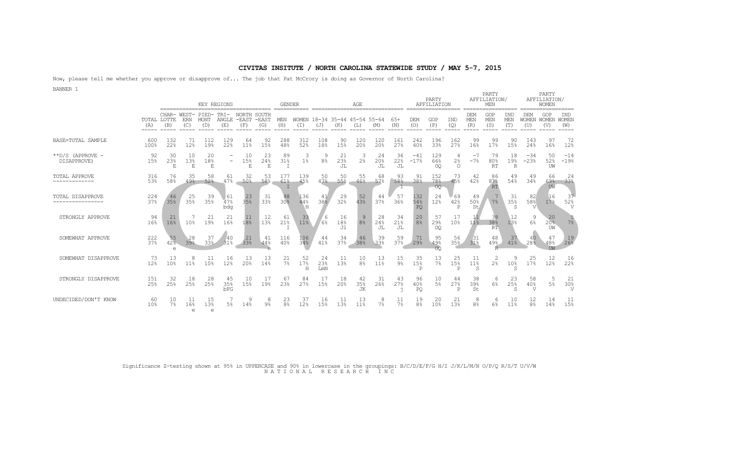# CIVITAS INSITUTE / NORTH CAROLINA STATEWIDE STUDY / MAY 5-7, 2015

Now, please tell me whether you approve or disapprove of... The job that Pat McCrory is doing as Governor of North Carolina?

BANNER 1

| | TOTAL (A) | KEY REGIONS: CHAR-LOTTE (B) | WEST-ERN (C) | PIED-MONT (D) | TRI-ANGLE (E) | NORTH-EAST (F) | SOUTH-EAST (G) | GENDER: MEN (H) | WOMEN (I) | AGE: 18-34 (J) | 35-44 (K) | 45-54 (L) | 55-64 (M) | 65+ (N) | PARTY AFFILIATION: DEM (O) | GOP (P) | IND (Q) | PARTY AFFILIATION/MEN: DEM MEN (R) | GOP MEN (S) | IND MEN (T) | PARTY AFFILIATION/WOMEN: DEM WOMEN (U) | GOP WOMEN (V) | IND WOMEN (W) |
|---|---|---|---|---|---|---|---|---|---|---|---|---|---|---|---|---|---|---|---|---|---|---|---|
| BASE=TOTAL SAMPLE | 600 100% | 132 22% | 71 12% | 112 19% | 129 22% | 64 11% | 92 15% | 288 48% | 312 52% | 108 18% | 90 15% | 120 20% | 120 20% | 161 27% | 242 40% | 196 33% | 162 27% | 99 16% | 99 17% | 90 15% | 143 24% | 97 16% | 72 12% |
| **D/S (APPROVE - DISAPPROVE) | 92 15% | 30 23% E | 10 13% E | 20 18% E | - - | 10 15% E | 23 24% E | 89 31% I | 3 1% | 9 8% | 21 23% JL | 3 2% | 24 20% JL | 36 22% JL | -41 -17% | 129 66% OQ | 4 2% O | -7 -7% | 79 80% RT | 18 19% R | -34 -23% | 50 52% UW | -14 -19% |
| TOTAL APPROVE | 316 53% | 76 58% | 35 49% | 58 52% | 61 47% | 32 50% | 53 58% | 177 61% I | 139 45% | 50 47% | 50 55% | 55 46% | 68 57% | 93 58% l | 91 38% | 152 78% OQ | 73 45% | 42 42% | 86 87% RT | 49 54% | 49 34% | 66 69% UW | 24 33% |
| TOTAL DISAPPROVE | 224 37% | 46 35% | 25 35% | 39 35% | 61 47% bdg | 23 35% | 31 33% | 88 30% | 136 44% H | 41 38% | 29 32% | 52 43% | 44 37% | 57 36% | 132 54% PQ | 24 12% | 69 42% P | 49 50% St | 7 7% | 31 35% S | 82 58% V | 16 17% | 37 52% V |
| STRONGLY APPROVE | 94 16% | 21 16% | 7 10% | 21 19% | 21 16% | 11 18% | 12 13% | 61 21% I | 33 11% | 6 6% | 16 18% Jl | 9 8% | 28 24% JL | 34 21% JL | 20 8% | 57 29% OQ | 17 10% | 11 11% | 38 38% RT | 12 13% | 9 6% | 20 20% UW | 5 7% |
| SOMEWHAT APPROVE | 222 37% | 55 42% e | 28 39% | 37 33% | 40 31% | 21 33% | 41 44% e | 116 40% | 106 34% | 44 41% | 34 37% | 46 38% | 39 33% | 59 37% | 71 29% | 95 49% OQ | 56 35% | 31 31% | 48 49% R | 37 41% | 40 28% | 47 48% UW | 19 26% |
| SOMEWHAT DISAPPROVE | 73 12% | 13 10% | 8 11% | 11 10% | 16 12% | 13 20% | 13 14% | 21 7% | 52 17% H | 24 23% LmN | 11 13% | 10 8% | 13 11% | 15 9% | 35 15% P | 13 7% | 25 15% P | 11 11% S | 2 2% | 9 10% S | 25 17% | 12 12% | 16 22% |
| STRONGLY DISAPPROVE | 151 25% | 32 25% | 18 25% | 28 25% | 45 35% bFG | 10 15% | 17 19% | 67 23% | 84 27% | 17 15% | 18 20% | 42 35% JK | 31 26% | 43 27% j | 96 40% PQ | 10 5% | 44 27% P | 38 39% St | 6 6% | 23 25% S | 58 40% V | 5 5% | 21 30% V |
| UNDECIDED/DON'T KNOW | 60 10% | 10 7% | 11 16% e | 15 13% e | 7 5% | 9 14% | 8 9% | 23 8% | 37 12% | 16 15% | 11 13% | 13 11% | 8 7% | 11 7% | 19 8% | 20 10% | 21 13% | 8 8% | 6 6% | 10 11% | 12 8% | 14 14% | 11 15% |

Significance Z-testing shown at 95% in UPPERCASE and 90% in lowercase in the groupings: B/C/D/E/F/G H/I J/K/L/M/N O/P/Q R/S/T U/V/W

N A T I O N A L   R E S E A R C H   I N C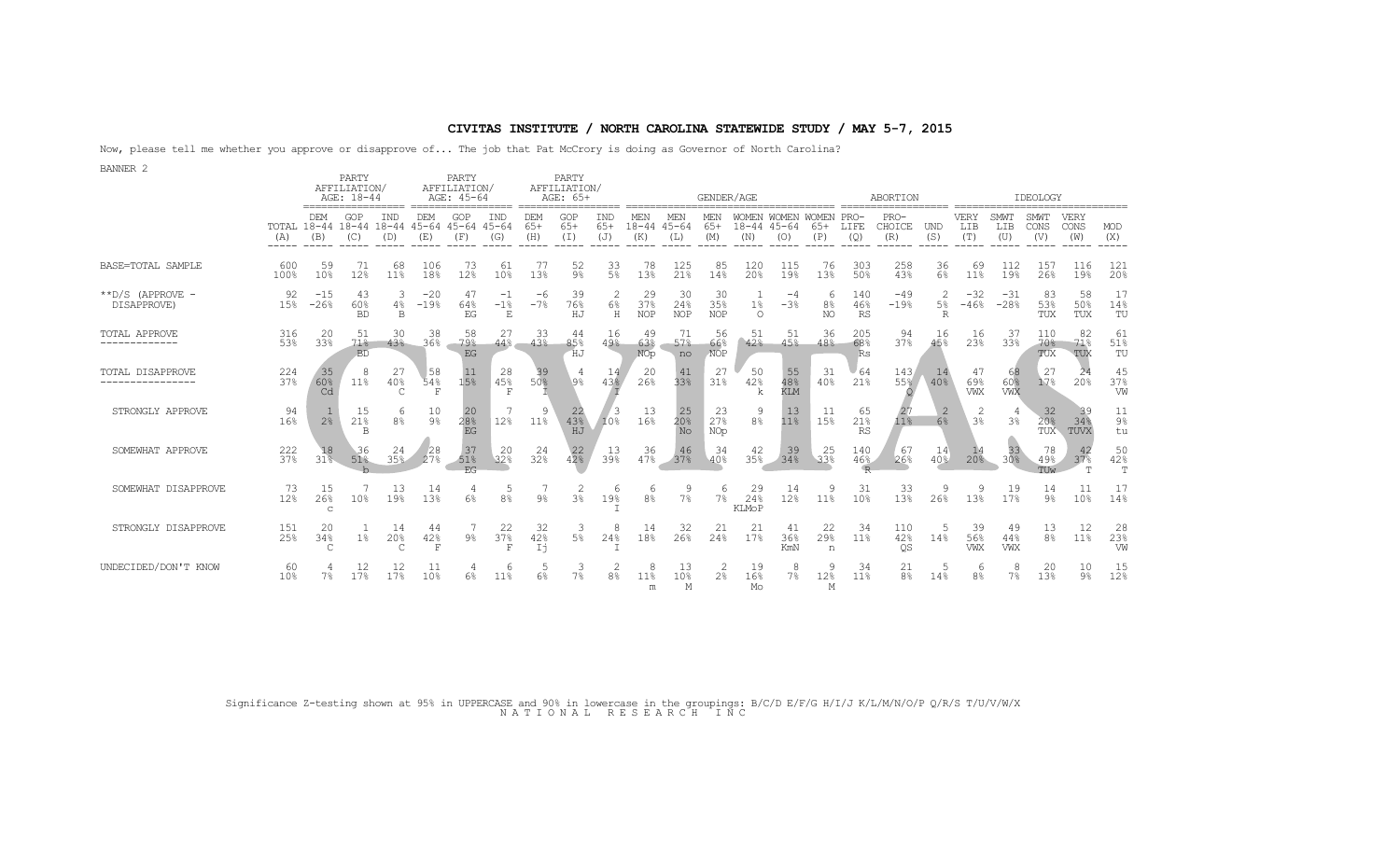## CIVITAS INSTITUTE / NORTH CAROLINA STATEWIDE STUDY / MAY 5-7, 2015

Now, please tell me whether you approve or disapprove of... The job that Pat McCrory is doing as Governor of North Carolina?

BANNER 2

| | | PARTY AFFILIATION/ AGE: 18-44 | | | PARTY AFFILIATION/ AGE: 45-64 | | | PARTY AFFILIATION/ AGE: 65+ | | | GENDER/AGE | | | | | | ABORTION | | | IDEOLOGY | | | | |
|---|---|---|---|---|---|---|---|---|---|---|---|---|---|---|---|---|---|---|---|---|---|---|---|---|
| | TOTAL (A) | DEM 18-44 (B) | GOP 18-44 (C) | IND 18-44 (D) | DEM 45-64 (E) | GOP 45-64 (F) | IND 45-64 (G) | DEM 65+ (H) | GOP 65+ (I) | IND 65+ (J) | MEN 18-44 (K) | MEN 45-64 (L) | MEN 65+ (M) | WOMEN 18-44 (N) | WOMEN 45-64 (O) | WOMEN 65+ (P) | PRO-LIFE (Q) | PRO-CHOICE (R) | UND (S) | VERY LIB (T) | SMWT LIB (U) | SMWT CONS (V) | VERY CONS (W) | MOD (X) |
| BASE=TOTAL SAMPLE | 600 100% | 59 10% | 71 12% | 68 11% | 106 18% | 73 12% | 61 10% | 77 13% | 52 9% | 33 5% | 78 13% | 125 21% | 85 14% | 120 20% | 115 19% | 76 13% | 303 50% | 258 43% | 36 6% | 69 11% | 112 19% | 157 26% | 116 19% | 121 20% |
| **D/S (APPROVE - DISAPPROVE) | 92 15% | -15 -26% | 43 60% BD | 3 4% B | -20 -19% | 47 64% EG | -1 -1% E | -6 -7% | 39 76% HJ | 2 6% H | 29 37% NOP | 30 24% NOP | 30 35% NOP | 1 1% O | -4 -3% | 6 8% NO | 140 46% RS | -49 -19% | 2 5% R | -32 -46% | -31 -28% | 83 53% TUX | 58 50% TUX | 17 14% TU |
| TOTAL APPROVE | 316 53% | 20 33% | 51 71% BD | 30 43% | 38 36% | 58 79% EG | 27 44% | 33 43% | 44 85% HJ | 16 49% | 49 63% NOp | 71 57% no | 56 66% NOP | 51 42% | 51 45% | 36 48% | 205 68% Rs | 94 37% | 16 45% | 16 23% | 37 33% | 110 70% TUX | 82 71% TUX | 61 51% TU |
| TOTAL DISAPPROVE | 224 37% | 35 60% Cd | 8 11% | 27 40% C | 58 54% F | 11 15% | 28 45% F | 39 50% I | 4 9% | 14 43% I | 20 26% | 41 33% | 27 31% | 50 42% k | 55 48% KLM | 31 40% | 64 21% | 143 55% Q | 14 40% | 47 69% VWX | 68 60% VWX | 27 17% | 24 20% | 45 37% VW |
| STRONGLY APPROVE | 94 16% | 1 2% | 15 21% B | 6 8% | 10 9% | 20 28% EG | 7 12% | 9 11% | 22 43% HJ | 3 10% | 13 16% | 25 20% No | 23 27% NOp | 9 8% | 13 11% | 11 15% | 65 21% RS | 27 11% | 2 6% | 2 3% | 4 3% | 32 20% TUX | 39 34% TUVX | 11 9% tu |
| SOMEWHAT APPROVE | 222 37% | 18 31% | 36 51% b | 24 35% | 28 27% | 37 51% EG | 20 32% | 24 32% | 22 42% | 13 39% | 36 47% | 46 37% | 34 40% | 42 35% | 39 34% | 25 33% | 140 46% R | 67 26% | 14 40% | 14 20% | 33 30% | 78 49% TUw | 42 37% T | 50 42% T |
| SOMEWHAT DISAPPROVE | 73 12% | 15 26% c | 7 10% | 13 19% | 14 13% | 4 6% | 5 8% | 7 9% | 2 3% | 6 19% I | 6 8% | 9 7% | 6 7% | 29 24% KLMoP | 14 12% | 9 11% | 31 10% | 33 13% | 9 26% | 9 13% | 19 17% | 14 9% | 11 10% | 17 14% |
| STRONGLY DISAPPROVE | 151 25% | 20 34% C | 1 1% | 14 20% C | 44 42% F | 7 9% | 22 37% F | 32 42% Ij | 3 5% | 8 24% I | 14 18% | 32 26% | 21 24% | 21 17% | 41 36% KmN | 22 29% n | 34 11% | 110 42% QS | 5 14% | 39 56% VWX | 49 44% VWX | 13 8% | 12 11% | 28 23% VW |
| UNDECIDED/DON'T KNOW | 60 10% | 4 7% | 12 17% | 12 17% | 11 10% | 4 6% | 6 11% | 5 6% | 3 7% | 2 8% | 8 11% m | 13 10% M | 2 2% | 19 16% Mo | 8 7% | 9 12% M | 34 11% | 21 8% | 5 14% | 6 8% | 8 7% | 20 13% | 10 9% | 15 12% |

Significance Z-testing shown at 95% in UPPERCASE and 90% in lowercase in the groupings: B/C/D E/F/G H/I/J K/L/M/N/O/P Q/R/S T/U/V/W/X

N A T I O N A L   R E S E A R C H   I N C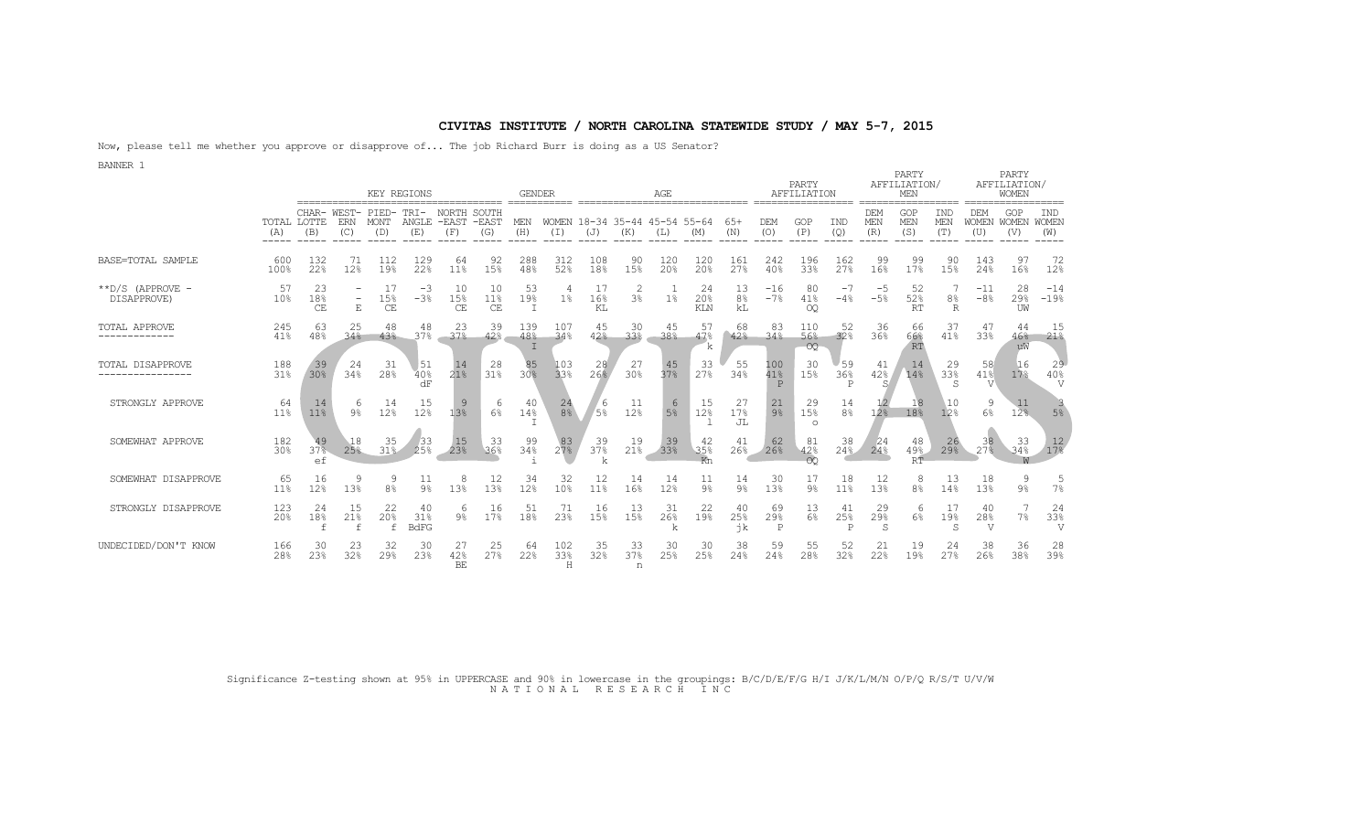# CIVITAS INSTITUTE / NORTH CAROLINA STATEWIDE STUDY / MAY 5-7, 2015

Now, please tell me whether you approve or disapprove of... The job Richard Burr is doing as a US Senator?

BANNER 1

| | TOTAL (A) | KEY REGIONS: CHAR-LOTTE (B) | WEST-ERN (C) | PIED-MONT (D) | TRI-ANGLE (E) | NORTH -EAST (F) | SOUTH -EAST (G) | GENDER: MEN (H) | WOMEN (I) | AGE: 18-34 (J) | 35-44 (K) | 45-54 (L) | 55-64 (M) | 65+ (N) | PARTY AFFILIATION: DEM (O) | GOP (P) | IND (Q) | PARTY AFFILIATION/ MEN: DEM MEN (R) | GOP MEN (S) | IND MEN (T) | PARTY AFFILIATION/ WOMEN: DEM WOMEN (U) | GOP WOMEN (V) | IND WOMEN (W) |
|---|---|---|---|---|---|---|---|---|---|---|---|---|---|---|---|---|---|---|---|---|---|---|---|
| BASE=TOTAL SAMPLE | 600 100% | 132 22% | 71 12% | 112 19% | 129 22% | 64 11% | 92 15% | 288 48% | 312 52% | 108 18% | 90 15% | 120 20% | 120 20% | 161 27% | 242 40% | 196 33% | 162 27% | 99 16% | 99 17% | 90 15% | 143 24% | 97 16% | 72 12% |
| **D/S (APPROVE - DISAPPROVE) | 57 10% | 23 18% CE | - - E | 17 15% CE | -3 -3% | 10 15% CE | 10 11% CE | 53 19% I | 4 1% | 17 16% KL | 2 3% | 1 1% | 24 20% KLN | 13 8% kL | -16 -7% | 80 41% OQ | -7 -4% | -5 -5% | 52 52% RT | 7 8% R | -11 -8% | 28 29% UW | -14 -19% |
| TOTAL APPROVE | 245 41% | 63 48% | 25 34% | 48 43% | 48 37% | 23 37% | 39 42% | 139 48% I | 107 34% | 45 42% | 30 33% | 45 38% | 57 47% k | 68 42% | 83 34% | 110 56% OQ | 52 32% | 36 36% | 66 66% RT | 37 41% | 47 33% | 44 46% uW | 15 21% |
| TOTAL DISAPPROVE | 188 31% | 39 30% | 24 34% | 31 28% | 51 40% dF | 14 21% | 28 31% | 85 30% | 103 33% | 28 26% | 27 30% | 45 37% | 33 27% | 55 34% | 100 41% P | 30 15% | 59 36% P | 41 42% S | 14 14% | 29 33% S | 58 41% V | 16 17% | 29 40% V |
| STRONGLY APPROVE | 64 11% | 14 11% | 6 9% | 14 12% | 15 12% | 9 13% | 6 6% | 40 14% I | 24 8% | 6 5% | 11 12% | 6 5% | 15 12% l | 27 17% JL | 21 9% | 29 15% o | 14 8% | 12 12% | 18 18% | 10 12% | 9 6% | 11 12% | 3 5% |
| SOMEWHAT APPROVE | 182 30% | 49 37% ef | 18 25% | 35 31% | 33 25% | 15 23% | 33 36% | 99 34% i | 83 27% | 39 37% k | 19 21% | 39 33% | 42 35% Kn | 41 26% | 62 26% | 81 42% OQ | 38 24% | 24 24% | 48 49% RT | 26 29% | 38 27% | 33 34% W | 12 17% |
| SOMEWHAT DISAPPROVE | 65 11% | 16 12% | 9 13% | 9 8% | 11 9% | 8 13% | 12 13% | 34 12% | 32 10% | 12 11% | 14 16% | 14 12% | 11 9% | 14 9% | 30 13% | 17 9% | 18 11% | 12 13% | 8 8% | 13 14% | 18 13% | 9 9% | 5 7% |
| STRONGLY DISAPPROVE | 123 20% | 24 18% f | 15 21% f | 22 20% f | 40 31% BdFG | 6 9% | 16 17% | 51 18% | 71 23% | 16 15% | 13 15% | 31 26% k | 22 19% | 40 25% jk | 69 29% P | 13 6% | 41 25% P | 29 29% S | 6 6% | 17 19% S | 40 28% V | 7 7% | 24 33% V |
| UNDECIDED/DON'T KNOW | 166 28% | 30 23% | 23 32% | 32 29% | 30 23% | 27 42% BE | 25 27% | 64 22% | 102 33% H | 35 32% | 33 37% n | 30 25% | 30 25% | 38 24% | 59 24% | 55 28% | 52 32% | 21 22% | 19 19% | 24 27% | 38 26% | 36 38% | 28 39% |

Significance Z-testing shown at 95% in UPPERCASE and 90% in lowercase in the groupings: B/C/D/E/F/G H/I J/K/L/M/N O/P/Q R/S/T U/V/W

NATIONAL RESEARCH INC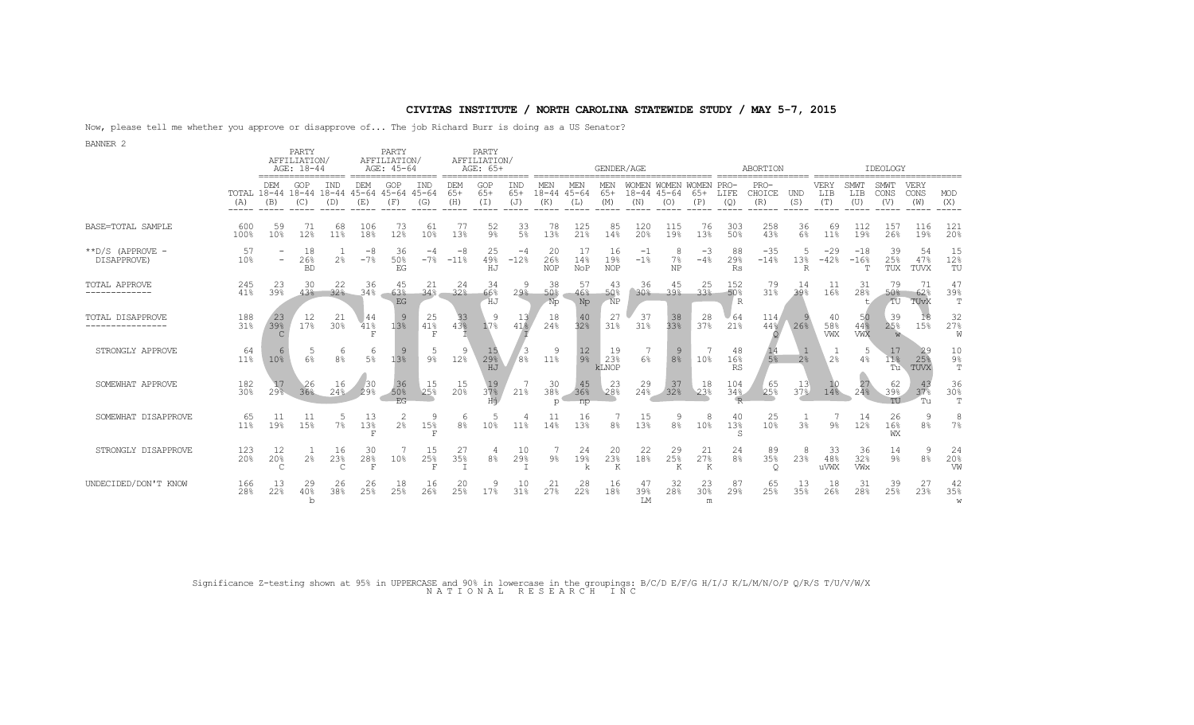## CIVITAS INSTITUTE / NORTH CAROLINA STATEWIDE STUDY / MAY 5-7, 2015

Now, please tell me whether you approve or disapprove of... The job Richard Burr is doing as a US Senator?

BANNER 2

| | TOTAL (A) | PARTY AFFILIATION/ AGE: 18-44 DEM 18-44 (B) | GOP 18-44 (C) | IND 18-44 (D) | PARTY AFFILIATION/ AGE: 45-64 DEM 45-64 (E) | GOP 45-64 (F) | IND 45-64 (G) | PARTY AFFILIATION/ AGE: 65+ DEM 65+ (H) | GOP 65+ (I) | IND 65+ (J) | GENDER/AGE MEN 18-44 (K) | MEN 45-64 (L) | MEN 65+ (M) | WOMEN 18-44 (N) | WOMEN 45-64 (O) | WOMEN 65+ (P) | ABORTION PRO-LIFE (Q) | PRO-CHOICE (R) | UND (S) | IDEOLOGY VERY LIB (T) | SMWT LIB (U) | SMWT CONS (V) | VERY CONS (W) | MOD (X) |
|---|---|---|---|---|---|---|---|---|---|---|---|---|---|---|---|---|---|---|---|---|---|---|---|---|
| BASE=TOTAL SAMPLE | 600 100% | 59 10% | 71 12% | 68 11% | 106 18% | 73 12% | 61 10% | 77 13% | 52 9% | 33 5% | 78 13% | 125 21% | 85 14% | 120 20% | 115 19% | 76 13% | 303 50% | 258 43% | 36 6% | 69 11% | 112 19% | 157 26% | 116 19% | 121 20% |
| **D/S (APPROVE - DISAPPROVE) | 57 10% | - - | 18 26% BD | 1 2% | -8 -7% | 36 50% EG | -4 -7% | -8 -11% | 25 49% HJ | -4 -12% | 20 26% NOP | 17 14% NoP | 16 19% NOP | -1 -1% | 8 7% NP | -3 -4% | 88 29% Rs | -35 -14% | 5 13% R | -29 -42% | -18 -16% T | 39 25% TUX | 54 47% TUVX | 15 12% TU |
| TOTAL APPROVE | 245 41% | 23 39% | 30 43% | 22 32% | 36 34% | 45 63% EG | 21 34% | 24 32% | 34 66% HJ | 9 29% | 38 50% Np | 57 46% Np | 43 50% NP | 36 30% | 45 39% | 25 33% | 152 50% R | 79 31% | 14 39% | 11 16% | 31 28% t | 79 50% TU | 71 62% TUvX | 47 39% T |
| TOTAL DISAPPROVE | 188 31% | 23 39% C | 12 17% | 21 30% | 44 41% F | 9 13% | 25 41% F | 33 43% I | 9 17% | 13 41% I | 18 24% | 40 32% | 27 31% | 37 31% | 38 33% | 28 37% | 64 21% | 114 44% Q | 9 26% | 40 58% VWX | 50 44% VWX | 39 25% w | 18 15% | 32 27% W |
| STRONGLY APPROVE | 64 11% | 6 10% | 5 6% | 6 8% | 6 5% | 9 13% | 5 9% | 9 12% | 15 29% HJ | 3 8% | 9 11% | 12 9% | 19 23% kLNOP | 7 6% | 9 8% | 7 10% | 48 16% RS | 14 5% | 1 2% | 1 2% | 5 4% | 17 11% Tu | 29 25% TUVX | 10 9% T |
| SOMEWHAT APPROVE | 182 30% | 17 29% | 26 36% | 16 24% | 30 29% | 36 50% EG | 15 25% | 15 20% | 19 37% Hj | 7 21% | 30 38% p | 45 36% np | 23 28% | 29 24% | 37 32% | 18 23% | 104 34% R | 65 25% | 13 37% | 10 14% | 27 24% | 62 39% TU | 43 37% Tu | 36 30% T |
| SOMEWHAT DISAPPROVE | 65 11% | 11 19% | 11 15% | 5 7% | 13 13% F | 2 2% | 9 15% F | 6 8% | 5 10% | 4 11% | 11 14% | 16 13% | 7 8% | 15 13% | 9 8% | 8 10% | 40 13% S | 25 10% | 1 3% | 7 9% | 14 12% | 26 16% WX | 9 8% | 8 7% |
| STRONGLY DISAPPROVE | 123 20% | 12 20% C | 1 2% | 16 23% C | 30 28% F | 7 10% | 15 25% F | 27 35% I | 4 8% | 10 29% I | 7 9% | 24 19% k | 20 23% K | 22 18% | 29 25% K | 21 27% K | 24 8% | 89 35% Q | 8 23% | 33 48% uVWX | 36 32% VWx | 14 9% | 9 8% | 24 20% VW |
| UNDECIDED/DON'T KNOW | 166 28% | 13 22% | 29 40% b | 26 38% | 26 25% | 18 25% | 16 26% | 20 25% | 9 17% | 10 31% | 21 27% | 28 22% | 16 18% | 47 39% LM | 32 28% | 23 30% m | 87 29% | 65 25% | 13 35% | 18 26% | 31 28% | 39 25% | 27 23% | 42 35% w |

Significance Z-testing shown at 95% in UPPERCASE and 90% in lowercase in the groupings: B/C/D E/F/G H/I/J K/L/M/N/O/P Q/R/S T/U/V/W/X

N A T I O N A L  R E S E A R C H  I N C